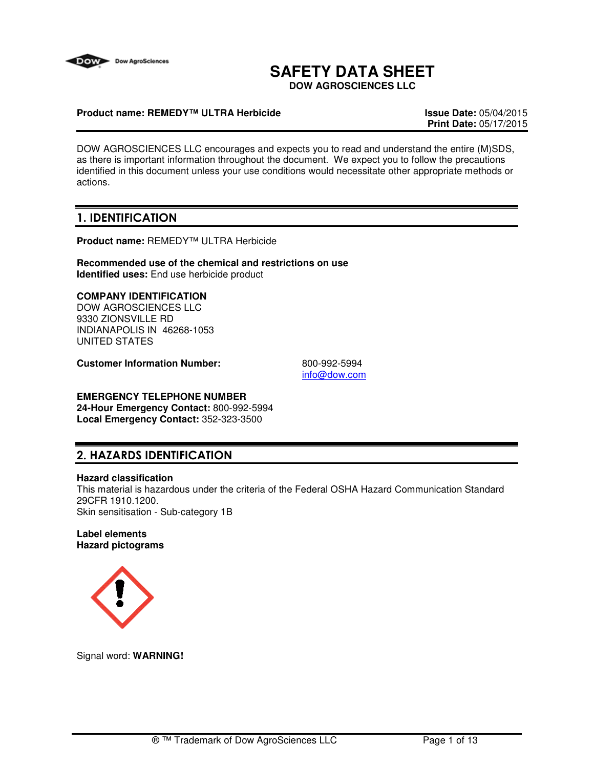# SAFETY DATA SHEET

**DOW AGROSCIENCES LLC**

**Product name: REMEDY™ ULTRA Herbicide**

**Issue Date:** 05/04/2015
**Print Date:** 05/17/2015

DOW AGROSCIENCES LLC encourages and expects you to read and understand the entire (M)SDS, as there is important information throughout the document. We expect you to follow the precautions identified in this document unless your use conditions would necessitate other appropriate methods or actions.

## 1. IDENTIFICATION

**Product name:** REMEDY™ ULTRA Herbicide

**Recommended use of the chemical and restrictions on use**
**Identified uses:** End use herbicide product

**COMPANY IDENTIFICATION**
DOW AGROSCIENCES LLC
9330 ZIONSVILLE RD
INDIANAPOLIS IN 46268-1053
UNITED STATES

**Customer Information Number:** 800-992-5994
info@dow.com

**EMERGENCY TELEPHONE NUMBER**
**24-Hour Emergency Contact:** 800-992-5994
**Local Emergency Contact:** 352-323-3500

## 2. HAZARDS IDENTIFICATION

**Hazard classification**
This material is hazardous under the criteria of the Federal OSHA Hazard Communication Standard 29CFR 1910.1200.
Skin sensitisation - Sub-category 1B

**Label elements**
**Hazard pictograms**

Signal word: **WARNING!**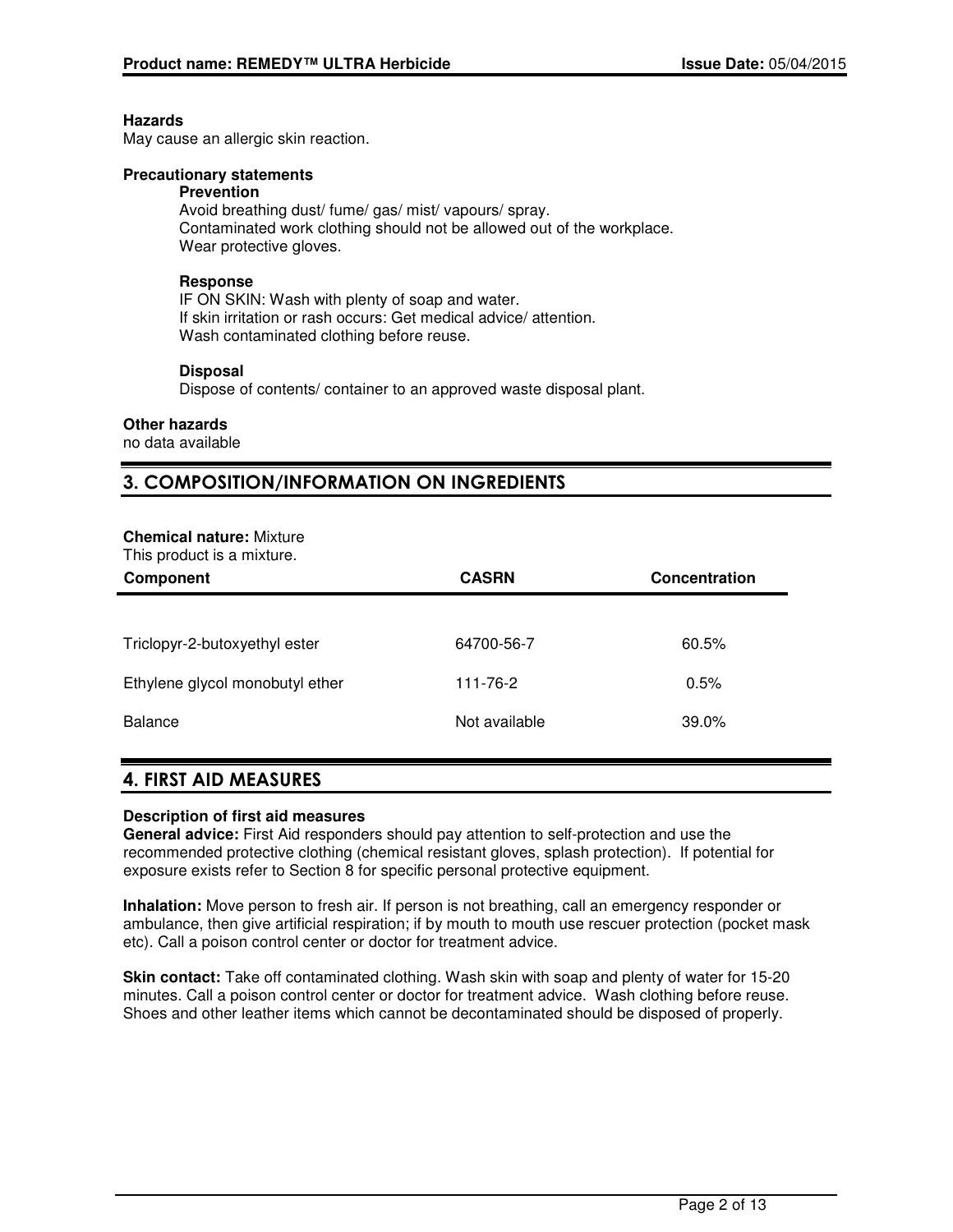**Hazards**
May cause an allergic skin reaction.

**Precautionary statements**

**Prevention**
Avoid breathing dust/ fume/ gas/ mist/ vapours/ spray.
Contaminated work clothing should not be allowed out of the workplace.
Wear protective gloves.

**Response**
IF ON SKIN: Wash with plenty of soap and water.
If skin irritation or rash occurs: Get medical advice/ attention.
Wash contaminated clothing before reuse.

**Disposal**
Dispose of contents/ container to an approved waste disposal plant.

**Other hazards**
no data available

## 3. COMPOSITION/INFORMATION ON INGREDIENTS

**Chemical nature:** Mixture
This product is a mixture.

| Component | CASRN | Concentration |
|---|---|---|
| Triclopyr-2-butoxyethyl ester | 64700-56-7 | 60.5% |
| Ethylene glycol monobutyl ether | 111-76-2 | 0.5% |
| Balance | Not available | 39.0% |

## 4. FIRST AID MEASURES

**Description of first aid measures**

**General advice:** First Aid responders should pay attention to self-protection and use the recommended protective clothing (chemical resistant gloves, splash protection). If potential for exposure exists refer to Section 8 for specific personal protective equipment.

**Inhalation:** Move person to fresh air. If person is not breathing, call an emergency responder or ambulance, then give artificial respiration; if by mouth to mouth use rescuer protection (pocket mask etc). Call a poison control center or doctor for treatment advice.

**Skin contact:** Take off contaminated clothing. Wash skin with soap and plenty of water for 15-20 minutes. Call a poison control center or doctor for treatment advice. Wash clothing before reuse. Shoes and other leather items which cannot be decontaminated should be disposed of properly.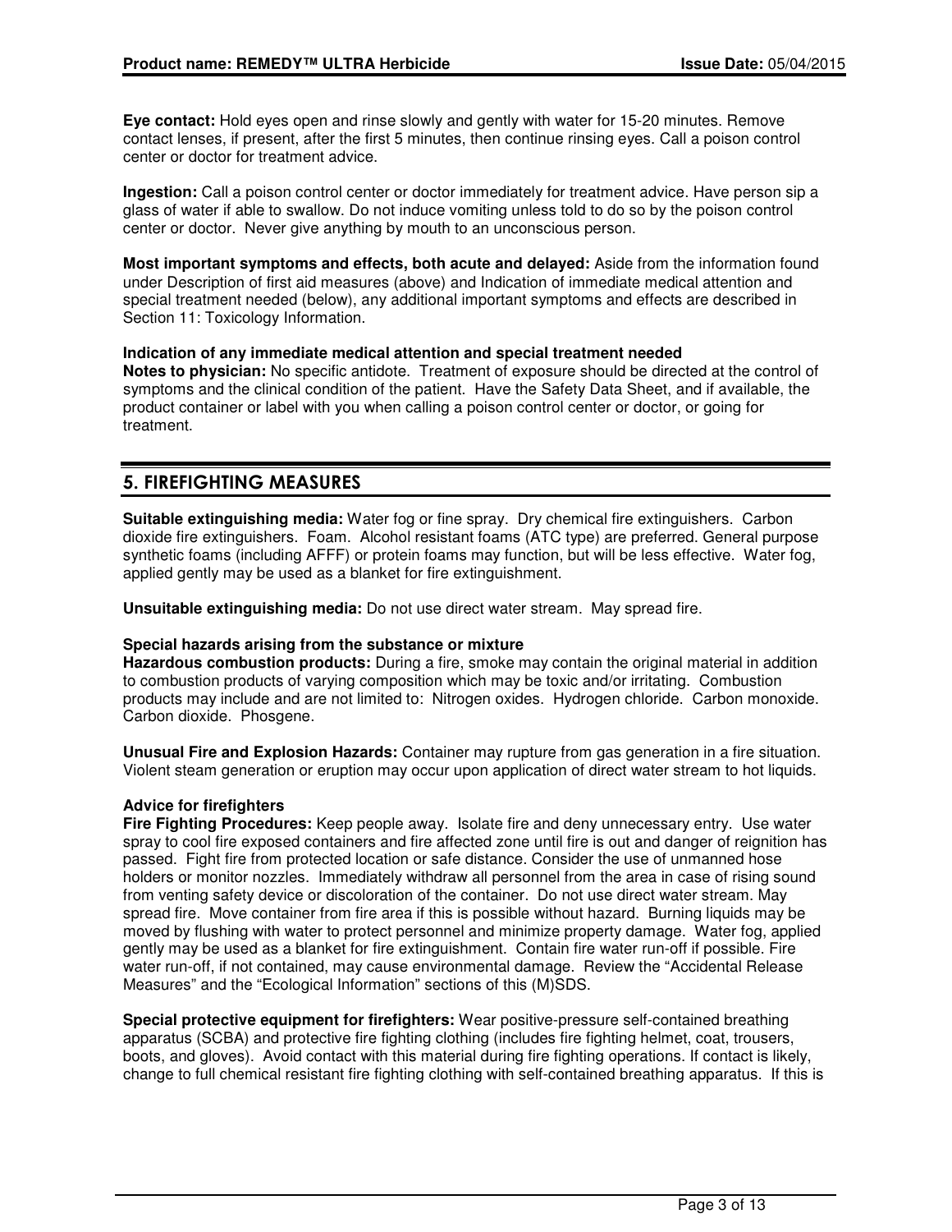**Eye contact:** Hold eyes open and rinse slowly and gently with water for 15-20 minutes. Remove contact lenses, if present, after the first 5 minutes, then continue rinsing eyes. Call a poison control center or doctor for treatment advice.

**Ingestion:** Call a poison control center or doctor immediately for treatment advice. Have person sip a glass of water if able to swallow. Do not induce vomiting unless told to do so by the poison control center or doctor. Never give anything by mouth to an unconscious person.

**Most important symptoms and effects, both acute and delayed:** Aside from the information found under Description of first aid measures (above) and Indication of immediate medical attention and special treatment needed (below), any additional important symptoms and effects are described in Section 11: Toxicology Information.

**Indication of any immediate medical attention and special treatment needed**
**Notes to physician:** No specific antidote. Treatment of exposure should be directed at the control of symptoms and the clinical condition of the patient. Have the Safety Data Sheet, and if available, the product container or label with you when calling a poison control center or doctor, or going for treatment.

## 5. FIREFIGHTING MEASURES

**Suitable extinguishing media:** Water fog or fine spray. Dry chemical fire extinguishers. Carbon dioxide fire extinguishers. Foam. Alcohol resistant foams (ATC type) are preferred. General purpose synthetic foams (including AFFF) or protein foams may function, but will be less effective. Water fog, applied gently may be used as a blanket for fire extinguishment.

**Unsuitable extinguishing media:** Do not use direct water stream. May spread fire.

**Special hazards arising from the substance or mixture**
**Hazardous combustion products:** During a fire, smoke may contain the original material in addition to combustion products of varying composition which may be toxic and/or irritating. Combustion products may include and are not limited to: Nitrogen oxides. Hydrogen chloride. Carbon monoxide. Carbon dioxide. Phosgene.

**Unusual Fire and Explosion Hazards:** Container may rupture from gas generation in a fire situation. Violent steam generation or eruption may occur upon application of direct water stream to hot liquids.

**Advice for firefighters**
**Fire Fighting Procedures:** Keep people away. Isolate fire and deny unnecessary entry. Use water spray to cool fire exposed containers and fire affected zone until fire is out and danger of reignition has passed. Fight fire from protected location or safe distance. Consider the use of unmanned hose holders or monitor nozzles. Immediately withdraw all personnel from the area in case of rising sound from venting safety device or discoloration of the container. Do not use direct water stream. May spread fire. Move container from fire area if this is possible without hazard. Burning liquids may be moved by flushing with water to protect personnel and minimize property damage. Water fog, applied gently may be used as a blanket for fire extinguishment. Contain fire water run-off if possible. Fire water run-off, if not contained, may cause environmental damage. Review the "Accidental Release Measures" and the "Ecological Information" sections of this (M)SDS.

**Special protective equipment for firefighters:** Wear positive-pressure self-contained breathing apparatus (SCBA) and protective fire fighting clothing (includes fire fighting helmet, coat, trousers, boots, and gloves). Avoid contact with this material during fire fighting operations. If contact is likely, change to full chemical resistant fire fighting clothing with self-contained breathing apparatus. If this is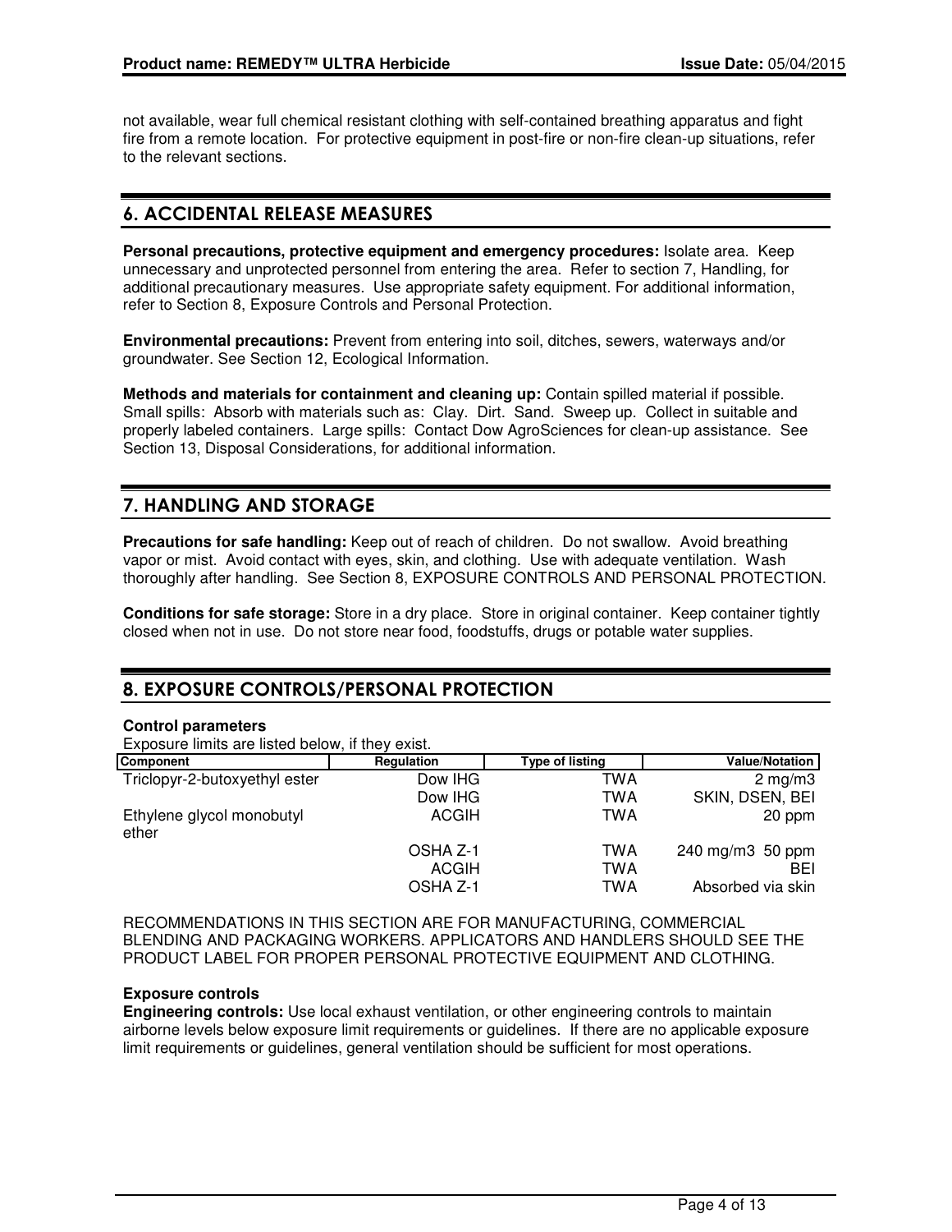not available, wear full chemical resistant clothing with self-contained breathing apparatus and fight fire from a remote location. For protective equipment in post-fire or non-fire clean-up situations, refer to the relevant sections.

## 6. ACCIDENTAL RELEASE MEASURES

**Personal precautions, protective equipment and emergency procedures:** Isolate area. Keep unnecessary and unprotected personnel from entering the area. Refer to section 7, Handling, for additional precautionary measures. Use appropriate safety equipment. For additional information, refer to Section 8, Exposure Controls and Personal Protection.

**Environmental precautions:** Prevent from entering into soil, ditches, sewers, waterways and/or groundwater. See Section 12, Ecological Information.

**Methods and materials for containment and cleaning up:** Contain spilled material if possible. Small spills: Absorb with materials such as: Clay. Dirt. Sand. Sweep up. Collect in suitable and properly labeled containers. Large spills: Contact Dow AgroSciences for clean-up assistance. See Section 13, Disposal Considerations, for additional information.

## 7. HANDLING AND STORAGE

**Precautions for safe handling:** Keep out of reach of children. Do not swallow. Avoid breathing vapor or mist. Avoid contact with eyes, skin, and clothing. Use with adequate ventilation. Wash thoroughly after handling. See Section 8, EXPOSURE CONTROLS AND PERSONAL PROTECTION.

**Conditions for safe storage:** Store in a dry place. Store in original container. Keep container tightly closed when not in use. Do not store near food, foodstuffs, drugs or potable water supplies.

## 8. EXPOSURE CONTROLS/PERSONAL PROTECTION

**Control parameters**

Exposure limits are listed below, if they exist.

| Component | Regulation | Type of listing | Value/Notation |
|---|---|---|---|
| Triclopyr-2-butoxyethyl ester | Dow IHG | TWA | 2 mg/m3 |
| | Dow IHG | TWA | SKIN, DSEN, BEI |
| Ethylene glycol monobutyl ether | ACGIH | TWA | 20 ppm |
| | OSHA Z-1 | TWA | 240 mg/m3 50 ppm |
| | ACGIH | TWA | BEI |
| | OSHA Z-1 | TWA | Absorbed via skin |

RECOMMENDATIONS IN THIS SECTION ARE FOR MANUFACTURING, COMMERCIAL BLENDING AND PACKAGING WORKERS. APPLICATORS AND HANDLERS SHOULD SEE THE PRODUCT LABEL FOR PROPER PERSONAL PROTECTIVE EQUIPMENT AND CLOTHING.

**Exposure controls**

**Engineering controls:** Use local exhaust ventilation, or other engineering controls to maintain airborne levels below exposure limit requirements or guidelines. If there are no applicable exposure limit requirements or guidelines, general ventilation should be sufficient for most operations.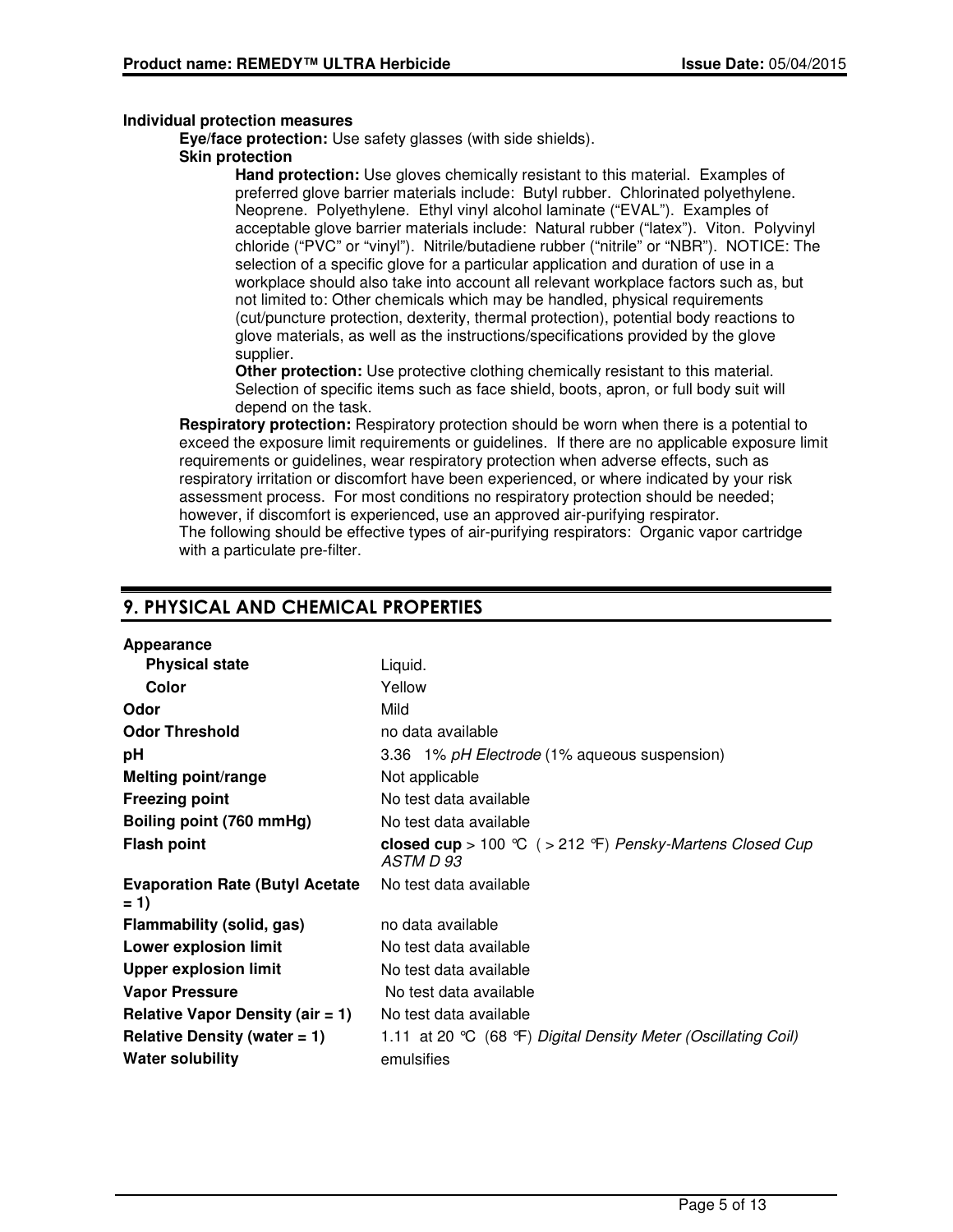**Individual protection measures**

**Eye/face protection:** Use safety glasses (with side shields).

**Skin protection**

**Hand protection:** Use gloves chemically resistant to this material. Examples of preferred glove barrier materials include: Butyl rubber. Chlorinated polyethylene. Neoprene. Polyethylene. Ethyl vinyl alcohol laminate ("EVAL"). Examples of acceptable glove barrier materials include: Natural rubber ("latex"). Viton. Polyvinyl chloride ("PVC" or "vinyl"). Nitrile/butadiene rubber ("nitrile" or "NBR"). NOTICE: The selection of a specific glove for a particular application and duration of use in a workplace should also take into account all relevant workplace factors such as, but not limited to: Other chemicals which may be handled, physical requirements (cut/puncture protection, dexterity, thermal protection), potential body reactions to glove materials, as well as the instructions/specifications provided by the glove supplier.

**Other protection:** Use protective clothing chemically resistant to this material. Selection of specific items such as face shield, boots, apron, or full body suit will depend on the task.

**Respiratory protection:** Respiratory protection should be worn when there is a potential to exceed the exposure limit requirements or guidelines. If there are no applicable exposure limit requirements or guidelines, wear respiratory protection when adverse effects, such as respiratory irritation or discomfort have been experienced, or where indicated by your risk assessment process. For most conditions no respiratory protection should be needed; however, if discomfort is experienced, use an approved air-purifying respirator.
The following should be effective types of air-purifying respirators: Organic vapor cartridge with a particulate pre-filter.

## 9. PHYSICAL AND CHEMICAL PROPERTIES

| | |
|---|---|
| **Appearance** | |
| **Physical state** | Liquid. |
| **Color** | Yellow |
| **Odor** | Mild |
| **Odor Threshold** | no data available |
| **pH** | 3.36 1% *pH Electrode* (1% aqueous suspension) |
| **Melting point/range** | Not applicable |
| **Freezing point** | No test data available |
| **Boiling point (760 mmHg)** | No test data available |
| **Flash point** | **closed cup** > 100 ℃ ( > 212 ℉) *Pensky-Martens Closed Cup ASTM D 93* |
| **Evaporation Rate (Butyl Acetate = 1)** | No test data available |
| **Flammability (solid, gas)** | no data available |
| **Lower explosion limit** | No test data available |
| **Upper explosion limit** | No test data available |
| **Vapor Pressure** | No test data available |
| **Relative Vapor Density (air = 1)** | No test data available |
| **Relative Density (water = 1)** | 1.11 at 20 ℃ (68 ℉) *Digital Density Meter (Oscillating Coil)* |
| **Water solubility** | emulsifies |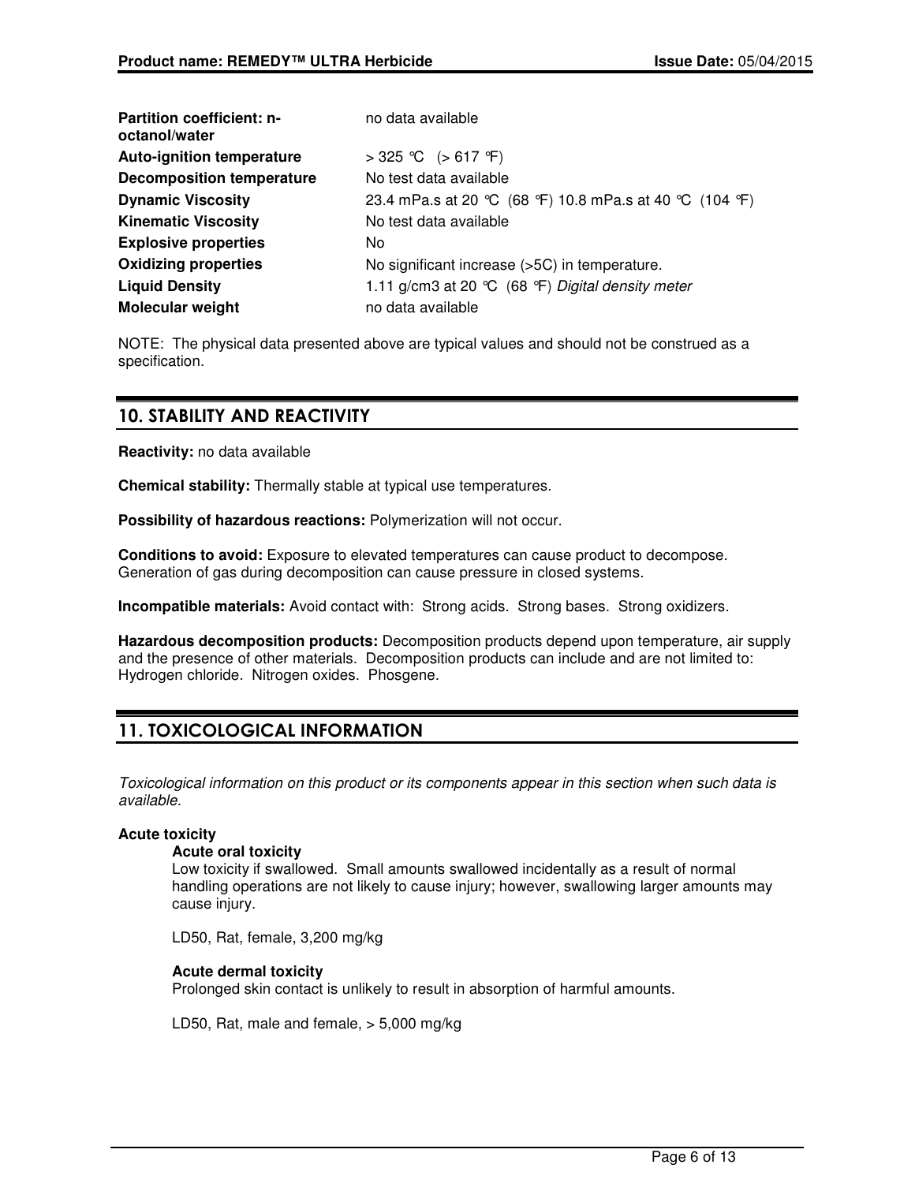| | |
|---|---|
| **Partition coefficient: n-octanol/water** | no data available |
| **Auto-ignition temperature** | > 325 °C (> 617 °F) |
| **Decomposition temperature** | No test data available |
| **Dynamic Viscosity** | 23.4 mPa.s at 20 °C (68 °F) 10.8 mPa.s at 40 °C (104 °F) |
| **Kinematic Viscosity** | No test data available |
| **Explosive properties** | No |
| **Oxidizing properties** | No significant increase (>5C) in temperature. |
| **Liquid Density** | 1.11 g/cm3 at 20 °C (68 °F) *Digital density meter* |
| **Molecular weight** | no data available |

NOTE: The physical data presented above are typical values and should not be construed as a specification.

## 10. STABILITY AND REACTIVITY

**Reactivity:** no data available

**Chemical stability:** Thermally stable at typical use temperatures.

**Possibility of hazardous reactions:** Polymerization will not occur.

**Conditions to avoid:** Exposure to elevated temperatures can cause product to decompose. Generation of gas during decomposition can cause pressure in closed systems.

**Incompatible materials:** Avoid contact with: Strong acids. Strong bases. Strong oxidizers.

**Hazardous decomposition products:** Decomposition products depend upon temperature, air supply and the presence of other materials. Decomposition products can include and are not limited to: Hydrogen chloride. Nitrogen oxides. Phosgene.

## 11. TOXICOLOGICAL INFORMATION

*Toxicological information on this product or its components appear in this section when such data is available.*

**Acute toxicity**

**Acute oral toxicity**

Low toxicity if swallowed. Small amounts swallowed incidentally as a result of normal handling operations are not likely to cause injury; however, swallowing larger amounts may cause injury.

LD50, Rat, female, 3,200 mg/kg

**Acute dermal toxicity**

Prolonged skin contact is unlikely to result in absorption of harmful amounts.

LD50, Rat, male and female, > 5,000 mg/kg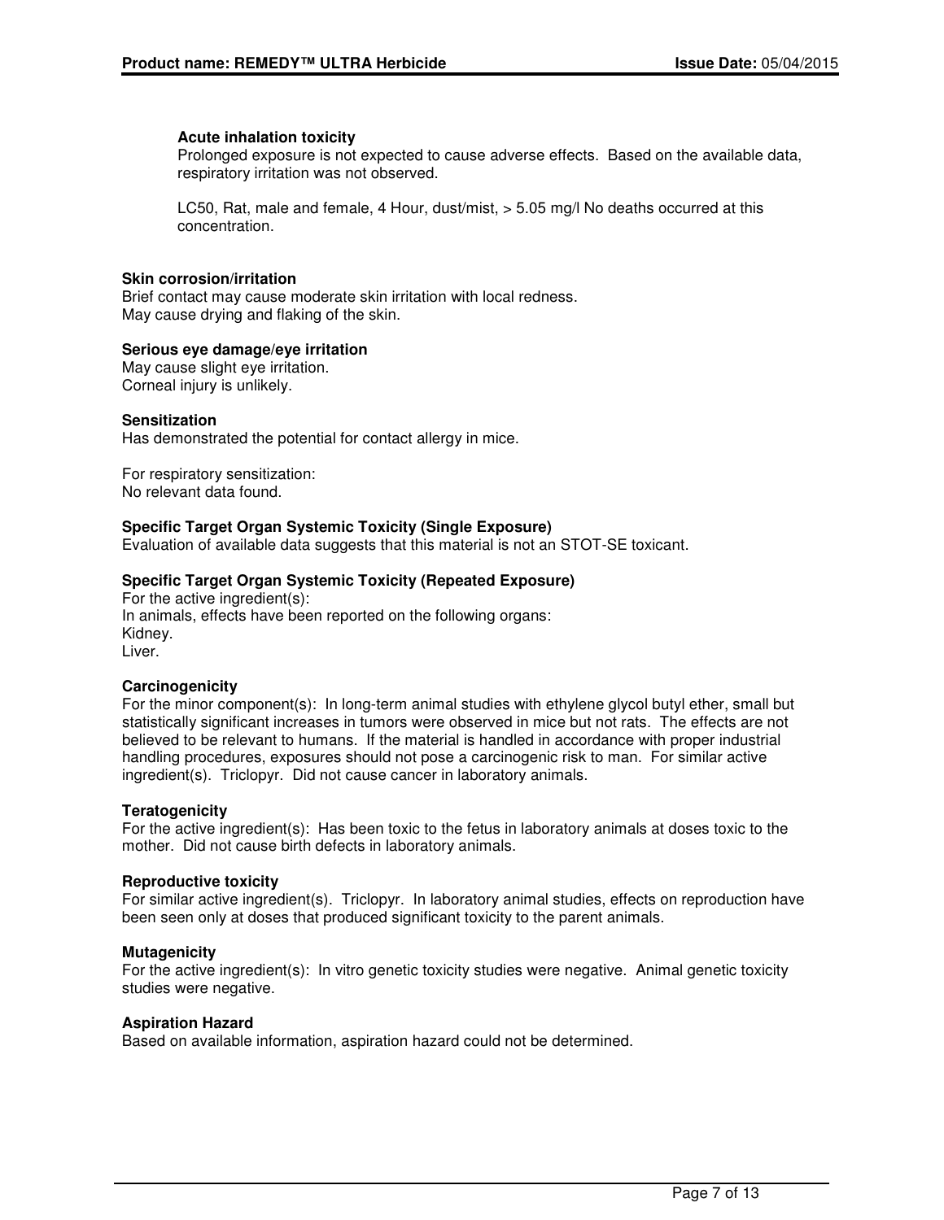**Acute inhalation toxicity**

Prolonged exposure is not expected to cause adverse effects. Based on the available data, respiratory irritation was not observed.

LC50, Rat, male and female, 4 Hour, dust/mist, > 5.05 mg/l No deaths occurred at this concentration.

**Skin corrosion/irritation**

Brief contact may cause moderate skin irritation with local redness.
May cause drying and flaking of the skin.

**Serious eye damage/eye irritation**

May cause slight eye irritation.
Corneal injury is unlikely.

**Sensitization**

Has demonstrated the potential for contact allergy in mice.

For respiratory sensitization:
No relevant data found.

**Specific Target Organ Systemic Toxicity (Single Exposure)**

Evaluation of available data suggests that this material is not an STOT-SE toxicant.

**Specific Target Organ Systemic Toxicity (Repeated Exposure)**

For the active ingredient(s):
In animals, effects have been reported on the following organs:
Kidney.
Liver.

**Carcinogenicity**

For the minor component(s): In long-term animal studies with ethylene glycol butyl ether, small but statistically significant increases in tumors were observed in mice but not rats. The effects are not believed to be relevant to humans. If the material is handled in accordance with proper industrial handling procedures, exposures should not pose a carcinogenic risk to man. For similar active ingredient(s). Triclopyr. Did not cause cancer in laboratory animals.

**Teratogenicity**

For the active ingredient(s): Has been toxic to the fetus in laboratory animals at doses toxic to the mother. Did not cause birth defects in laboratory animals.

**Reproductive toxicity**

For similar active ingredient(s). Triclopyr. In laboratory animal studies, effects on reproduction have been seen only at doses that produced significant toxicity to the parent animals.

**Mutagenicity**

For the active ingredient(s): In vitro genetic toxicity studies were negative. Animal genetic toxicity studies were negative.

**Aspiration Hazard**

Based on available information, aspiration hazard could not be determined.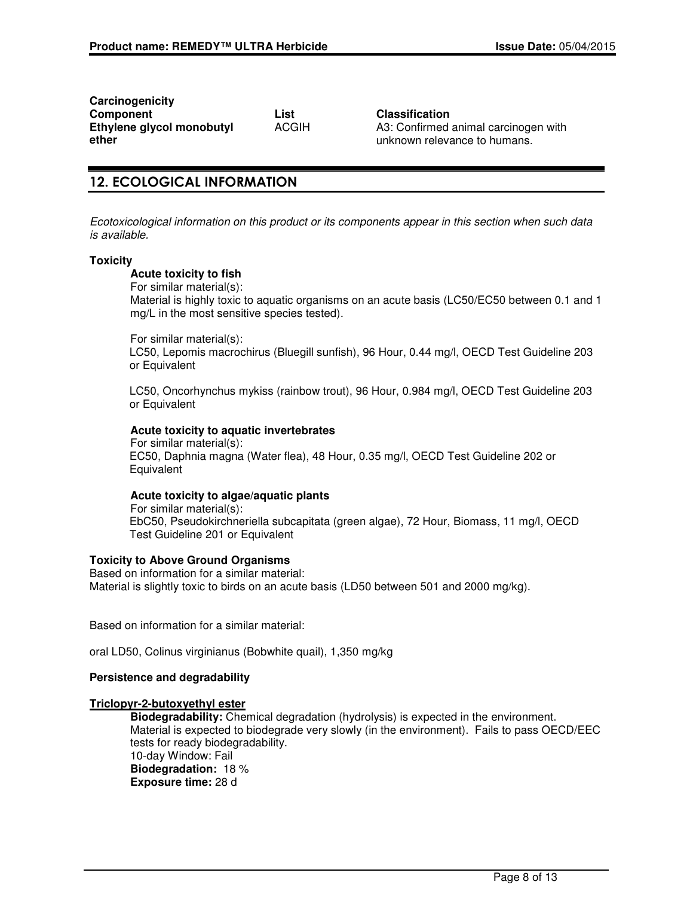**Carcinogenicity**

| Component | List | Classification |
| --- | --- | --- |
| Ethylene glycol monobutyl ether | ACGIH | A3: Confirmed animal carcinogen with unknown relevance to humans. |

## 12. ECOLOGICAL INFORMATION

*Ecotoxicological information on this product or its components appear in this section when such data is available.*

**Toxicity**

**Acute toxicity to fish**

For similar material(s):
Material is highly toxic to aquatic organisms on an acute basis (LC50/EC50 between 0.1 and 1 mg/L in the most sensitive species tested).

For similar material(s):
LC50, Lepomis macrochirus (Bluegill sunfish), 96 Hour, 0.44 mg/l, OECD Test Guideline 203 or Equivalent

LC50, Oncorhynchus mykiss (rainbow trout), 96 Hour, 0.984 mg/l, OECD Test Guideline 203 or Equivalent

**Acute toxicity to aquatic invertebrates**

For similar material(s):
EC50, Daphnia magna (Water flea), 48 Hour, 0.35 mg/l, OECD Test Guideline 202 or Equivalent

**Acute toxicity to algae/aquatic plants**

For similar material(s):
EbC50, Pseudokirchneriella subcapitata (green algae), 72 Hour, Biomass, 11 mg/l, OECD Test Guideline 201 or Equivalent

**Toxicity to Above Ground Organisms**

Based on information for a similar material:
Material is slightly toxic to birds on an acute basis (LD50 between 501 and 2000 mg/kg).

Based on information for a similar material:

oral LD50, Colinus virginianus (Bobwhite quail), 1,350 mg/kg

**Persistence and degradability**

**Triclopyr-2-butoxyethyl ester**

**Biodegradability:** Chemical degradation (hydrolysis) is expected in the environment. Material is expected to biodegrade very slowly (in the environment). Fails to pass OECD/EEC tests for ready biodegradability.
10-day Window: Fail
**Biodegradation:** 18 %
**Exposure time:** 28 d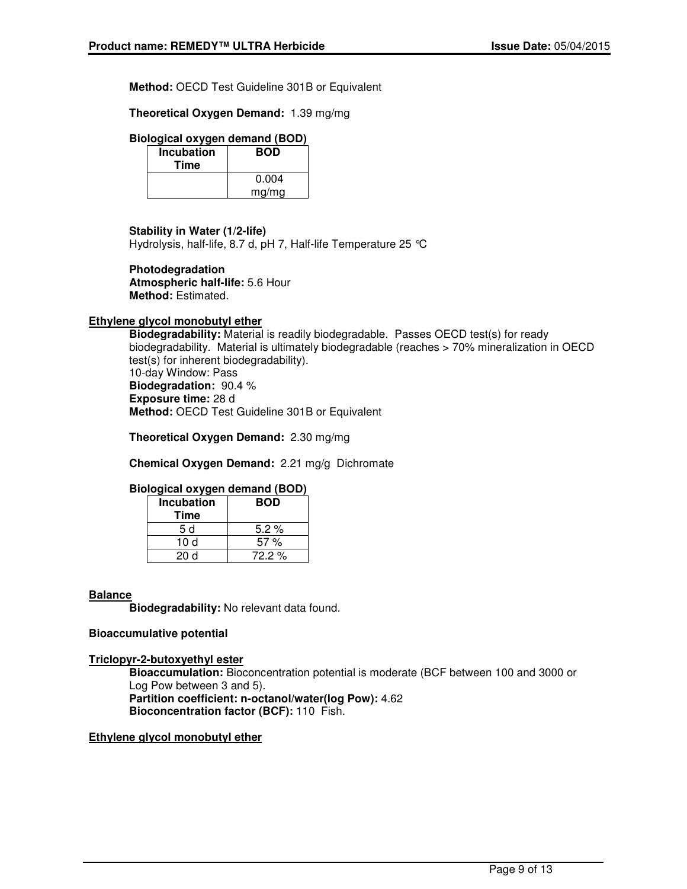**Method:** OECD Test Guideline 301B or Equivalent

**Theoretical Oxygen Demand:** 1.39 mg/mg

**Biological oxygen demand (BOD)**

| Incubation Time | BOD |
| --- | --- |
| | 0.004 mg/mg |

**Stability in Water (1/2-life)**
Hydrolysis, half-life, 8.7 d, pH 7, Half-life Temperature 25 °C

**Photodegradation**
**Atmospheric half-life:** 5.6 Hour
**Method:** Estimated.

**Ethylene glycol monobutyl ether**

**Biodegradability:** Material is readily biodegradable. Passes OECD test(s) for ready biodegradability. Material is ultimately biodegradable (reaches > 70% mineralization in OECD test(s) for inherent biodegradability).
10-day Window: Pass
**Biodegradation:** 90.4 %
**Exposure time:** 28 d
**Method:** OECD Test Guideline 301B or Equivalent

**Theoretical Oxygen Demand:** 2.30 mg/mg

**Chemical Oxygen Demand:** 2.21 mg/g Dichromate

**Biological oxygen demand (BOD)**

| Incubation Time | BOD |
| --- | --- |
| 5 d | 5.2 % |
| 10 d | 57 % |
| 20 d | 72.2 % |

**Balance**

**Biodegradability:** No relevant data found.

**Bioaccumulative potential**

**Triclopyr-2-butoxyethyl ester**

**Bioaccumulation:** Bioconcentration potential is moderate (BCF between 100 and 3000 or Log Pow between 3 and 5).
**Partition coefficient: n-octanol/water(log Pow):** 4.62
**Bioconcentration factor (BCF):** 110 Fish.

**Ethylene glycol monobutyl ether**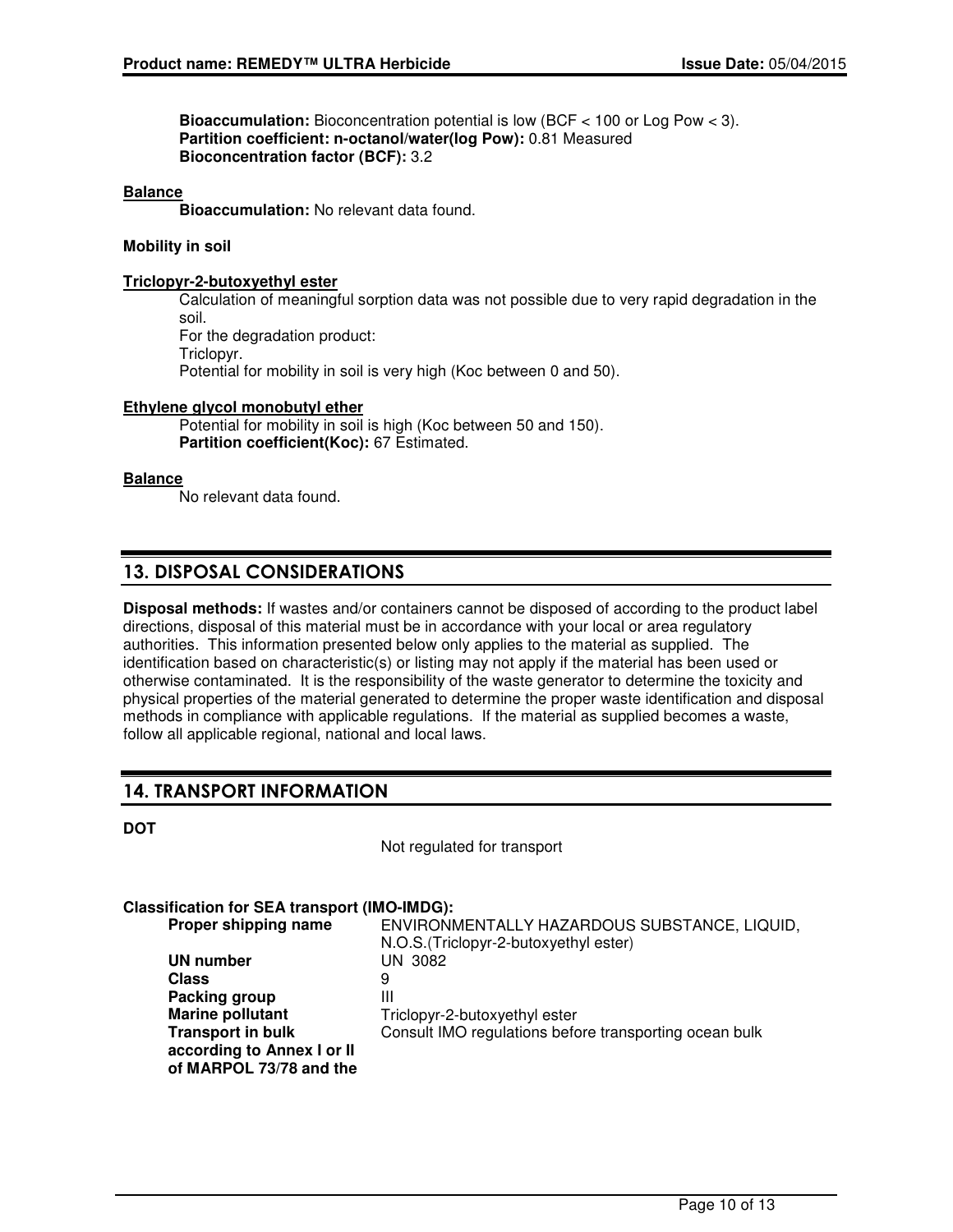**Bioaccumulation:** Bioconcentration potential is low (BCF < 100 or Log Pow < 3).
**Partition coefficient: n-octanol/water(log Pow):** 0.81 Measured
**Bioconcentration factor (BCF):** 3.2

**Balance**

**Bioaccumulation:** No relevant data found.

**Mobility in soil**

**Triclopyr-2-butoxyethyl ester**

Calculation of meaningful sorption data was not possible due to very rapid degradation in the soil.
For the degradation product:
Triclopyr.
Potential for mobility in soil is very high (Koc between 0 and 50).

**Ethylene glycol monobutyl ether**

Potential for mobility in soil is high (Koc between 50 and 150).
**Partition coefficient(Koc):** 67 Estimated.

**Balance**

No relevant data found.

## 13. DISPOSAL CONSIDERATIONS

**Disposal methods:** If wastes and/or containers cannot be disposed of according to the product label directions, disposal of this material must be in accordance with your local or area regulatory authorities. This information presented below only applies to the material as supplied. The identification based on characteristic(s) or listing may not apply if the material has been used or otherwise contaminated. It is the responsibility of the waste generator to determine the toxicity and physical properties of the material generated to determine the proper waste identification and disposal methods in compliance with applicable regulations. If the material as supplied becomes a waste, follow all applicable regional, national and local laws.

## 14. TRANSPORT INFORMATION

**DOT**

Not regulated for transport

**Classification for SEA transport (IMO-IMDG):**

| | |
|---|---|
| **Proper shipping name** | ENVIRONMENTALLY HAZARDOUS SUBSTANCE, LIQUID, N.O.S.(Triclopyr-2-butoxyethyl ester) |
| **UN number** | UN 3082 |
| **Class** | 9 |
| **Packing group** | III |
| **Marine pollutant** | Triclopyr-2-butoxyethyl ester |
| **Transport in bulk according to Annex I or II of MARPOL 73/78 and the** | Consult IMO regulations before transporting ocean bulk |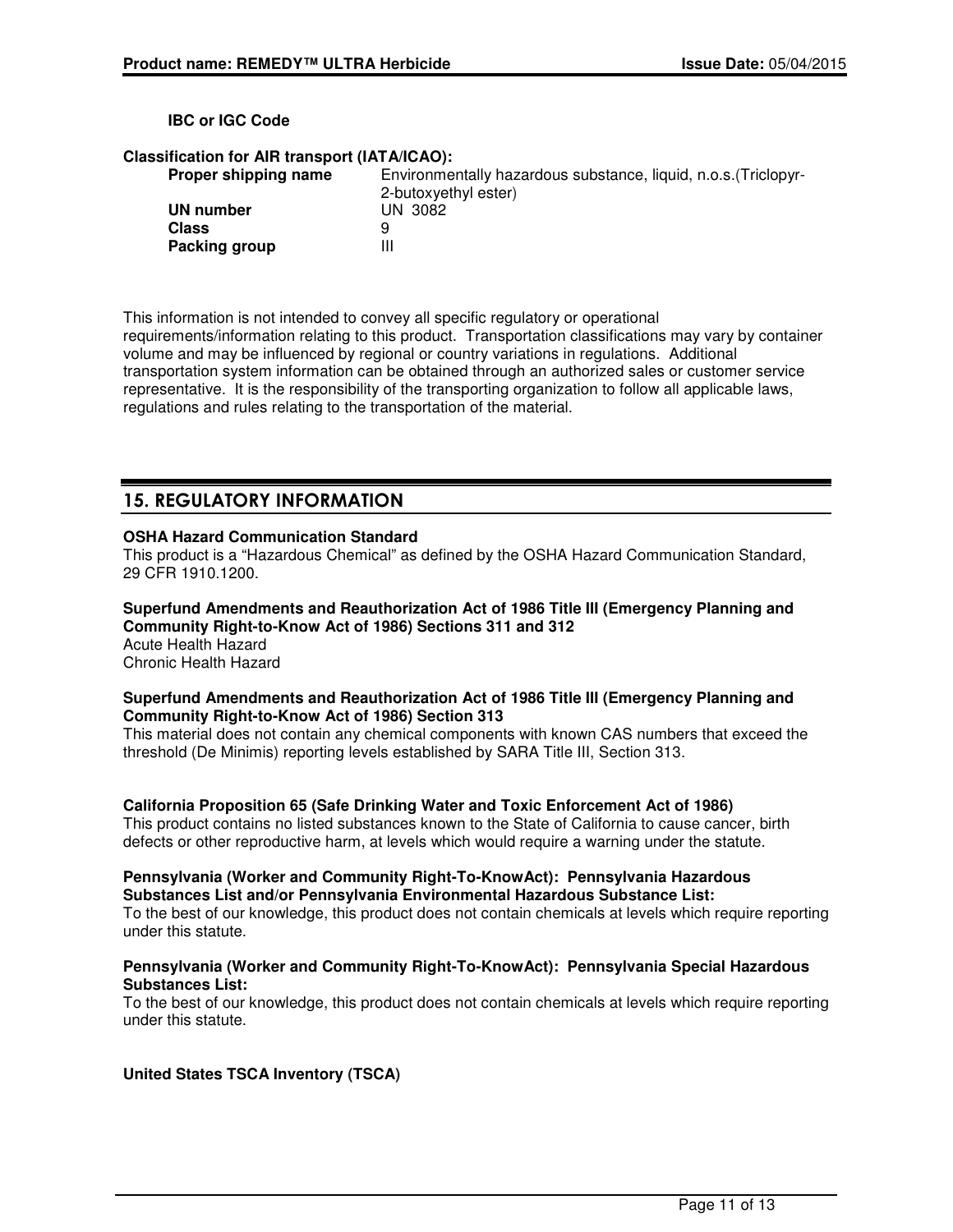**IBC or IGC Code**

**Classification for AIR transport (IATA/ICAO):**

| | |
|---|---|
| **Proper shipping name** | Environmentally hazardous substance, liquid, n.o.s.(Triclopyr-2-butoxyethyl ester) |
| **UN number** | UN 3082 |
| **Class** | 9 |
| **Packing group** | III |

This information is not intended to convey all specific regulatory or operational requirements/information relating to this product. Transportation classifications may vary by container volume and may be influenced by regional or country variations in regulations. Additional transportation system information can be obtained through an authorized sales or customer service representative. It is the responsibility of the transporting organization to follow all applicable laws, regulations and rules relating to the transportation of the material.

## 15. REGULATORY INFORMATION

**OSHA Hazard Communication Standard**
This product is a "Hazardous Chemical" as defined by the OSHA Hazard Communication Standard, 29 CFR 1910.1200.

**Superfund Amendments and Reauthorization Act of 1986 Title III (Emergency Planning and Community Right-to-Know Act of 1986) Sections 311 and 312**
Acute Health Hazard
Chronic Health Hazard

**Superfund Amendments and Reauthorization Act of 1986 Title III (Emergency Planning and Community Right-to-Know Act of 1986) Section 313**
This material does not contain any chemical components with known CAS numbers that exceed the threshold (De Minimis) reporting levels established by SARA Title III, Section 313.

**California Proposition 65 (Safe Drinking Water and Toxic Enforcement Act of 1986)**
This product contains no listed substances known to the State of California to cause cancer, birth defects or other reproductive harm, at levels which would require a warning under the statute.

**Pennsylvania (Worker and Community Right-To-KnowAct): Pennsylvania Hazardous Substances List and/or Pennsylvania Environmental Hazardous Substance List:**
To the best of our knowledge, this product does not contain chemicals at levels which require reporting under this statute.

**Pennsylvania (Worker and Community Right-To-KnowAct): Pennsylvania Special Hazardous Substances List:**
To the best of our knowledge, this product does not contain chemicals at levels which require reporting under this statute.

**United States TSCA Inventory (TSCA)**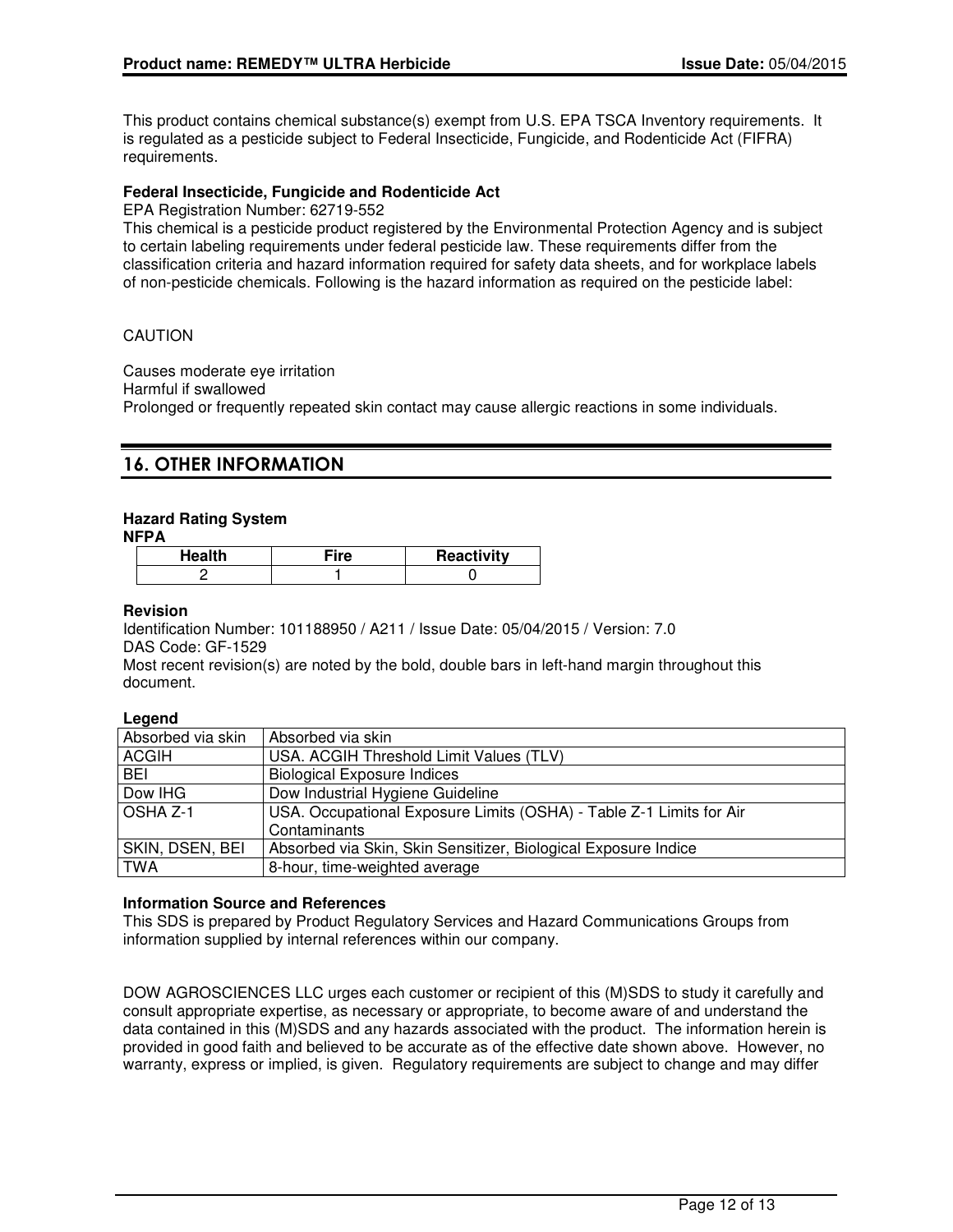This product contains chemical substance(s) exempt from U.S. EPA TSCA Inventory requirements. It is regulated as a pesticide subject to Federal Insecticide, Fungicide, and Rodenticide Act (FIFRA) requirements.

**Federal Insecticide, Fungicide and Rodenticide Act**
EPA Registration Number: 62719-552
This chemical is a pesticide product registered by the Environmental Protection Agency and is subject to certain labeling requirements under federal pesticide law. These requirements differ from the classification criteria and hazard information required for safety data sheets, and for workplace labels of non-pesticide chemicals. Following is the hazard information as required on the pesticide label:

CAUTION

Causes moderate eye irritation
Harmful if swallowed
Prolonged or frequently repeated skin contact may cause allergic reactions in some individuals.

## 16. OTHER INFORMATION

**Hazard Rating System**
**NFPA**

| Health | Fire | Reactivity |
|---|---|---|
| 2 | 1 | 0 |

**Revision**
Identification Number: 101188950 / A211 / Issue Date: 05/04/2015 / Version: 7.0
DAS Code: GF-1529
Most recent revision(s) are noted by the bold, double bars in left-hand margin throughout this document.

**Legend**

| | |
|---|---|
| Absorbed via skin | Absorbed via skin |
| ACGIH | USA. ACGIH Threshold Limit Values (TLV) |
| BEI | Biological Exposure Indices |
| Dow IHG | Dow Industrial Hygiene Guideline |
| OSHA Z-1 | USA. Occupational Exposure Limits (OSHA) - Table Z-1 Limits for Air Contaminants |
| SKIN, DSEN, BEI | Absorbed via Skin, Skin Sensitizer, Biological Exposure Indice |
| TWA | 8-hour, time-weighted average |

**Information Source and References**
This SDS is prepared by Product Regulatory Services and Hazard Communications Groups from information supplied by internal references within our company.

DOW AGROSCIENCES LLC urges each customer or recipient of this (M)SDS to study it carefully and consult appropriate expertise, as necessary or appropriate, to become aware of and understand the data contained in this (M)SDS and any hazards associated with the product. The information herein is provided in good faith and believed to be accurate as of the effective date shown above. However, no warranty, express or implied, is given. Regulatory requirements are subject to change and may differ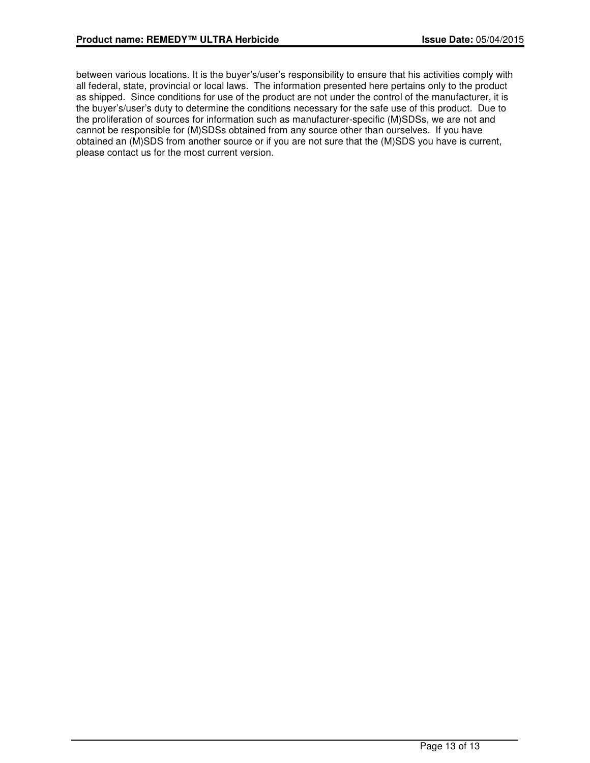between various locations. It is the buyer's/user's responsibility to ensure that his activities comply with all federal, state, provincial or local laws. The information presented here pertains only to the product as shipped. Since conditions for use of the product are not under the control of the manufacturer, it is the buyer's/user's duty to determine the conditions necessary for the safe use of this product. Due to the proliferation of sources for information such as manufacturer-specific (M)SDSs, we are not and cannot be responsible for (M)SDSs obtained from any source other than ourselves. If you have obtained an (M)SDS from another source or if you are not sure that the (M)SDS you have is current, please contact us for the most current version.